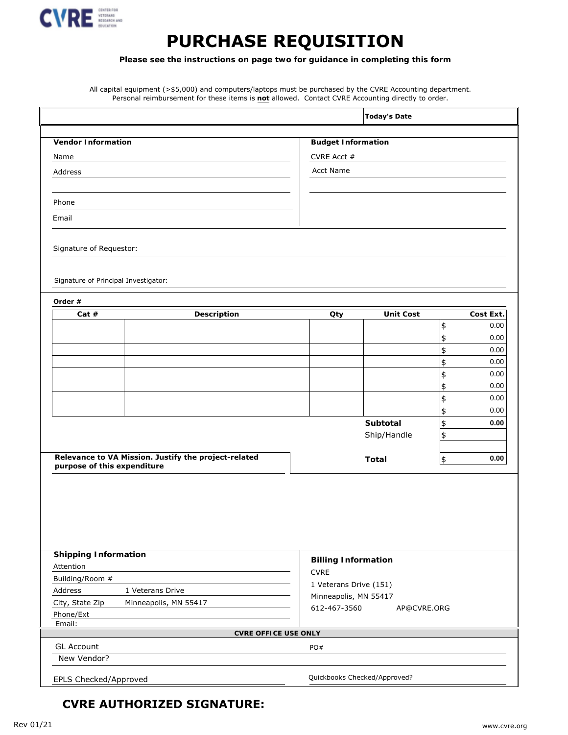CVRE CENTER FOR VETERANS RESEARCH AND EDUCATION

# PURCHASE REQUISITION

**Please see the instructions on page two for guidance in completing this form**

All capital equipment (>$5,000) and computers/laptops must be purchased by the CVRE Accounting department. Personal reimbursement for these items is **not** allowed. Contact CVRE Accounting directly to order.

**Today's Date**

**Vendor Information**

Name

Address

Phone

Email

**Budget Information**

CVRE Acct #

Acct Name

Signature of Requestor:

Signature of Principal Investigator:

**Order #**

| Cat # | Description | Qty | Unit Cost | Cost Ext. |
|---|---|---|---|---|
| | | | | $ 0.00 |
| | | | | $ 0.00 |
| | | | | $ 0.00 |
| | | | | $ 0.00 |
| | | | | $ 0.00 |
| | | | | $ 0.00 |
| | | | | $ 0.00 |
| | | | | $ 0.00 |
| | | | **Subtotal** | $ **0.00** |
| | | | Ship/Handle | $ |
| | | | **Total** | $ **0.00** |

**Relevance to VA Mission. Justify the project-related purpose of this expenditure**

**Shipping Information**

Attention

Building/Room #

Address 1 Veterans Drive

City, State Zip Minneapolis, MN 55417

Phone/Ext

Email:

**Billing Information**

CVRE

1 Veterans Drive (151)

Minneapolis, MN 55417

612-467-3560 AP@CVRE.ORG

**CVRE OFFICE USE ONLY**

GL Account

PO#

New Vendor?

EPLS Checked/Approved

Quickbooks Checked/Approved?

**CVRE AUTHORIZED SIGNATURE:**

Rev 01/21

www.cvre.org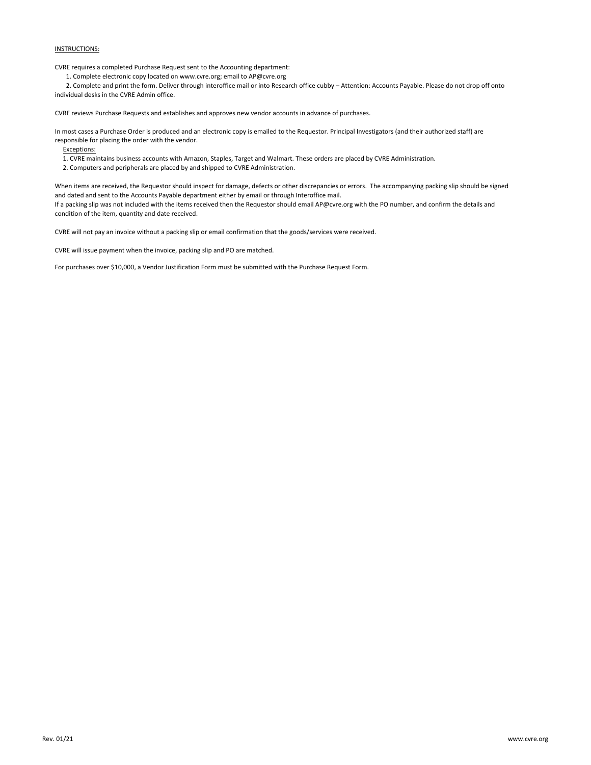INSTRUCTIONS:

CVRE requires a completed Purchase Request sent to the Accounting department:

1. Complete electronic copy located on www.cvre.org; email to AP@cvre.org
2. Complete and print the form. Deliver through interoffice mail or into Research office cubby – Attention: Accounts Payable. Please do not drop off onto individual desks in the CVRE Admin office.

CVRE reviews Purchase Requests and establishes and approves new vendor accounts in advance of purchases.

In most cases a Purchase Order is produced and an electronic copy is emailed to the Requestor. Principal Investigators (and their authorized staff) are responsible for placing the order with the vendor.

Exceptions:

1. CVRE maintains business accounts with Amazon, Staples, Target and Walmart. These orders are placed by CVRE Administration.
2. Computers and peripherals are placed by and shipped to CVRE Administration.

When items are received, the Requestor should inspect for damage, defects or other discrepancies or errors. The accompanying packing slip should be signed and dated and sent to the Accounts Payable department either by email or through Interoffice mail.
If a packing slip was not included with the items received then the Requestor should email AP@cvre.org with the PO number, and confirm the details and condition of the item, quantity and date received.

CVRE will not pay an invoice without a packing slip or email confirmation that the goods/services were received.

CVRE will issue payment when the invoice, packing slip and PO are matched.

For purchases over $10,000, a Vendor Justification Form must be submitted with the Purchase Request Form.

Rev. 01/21